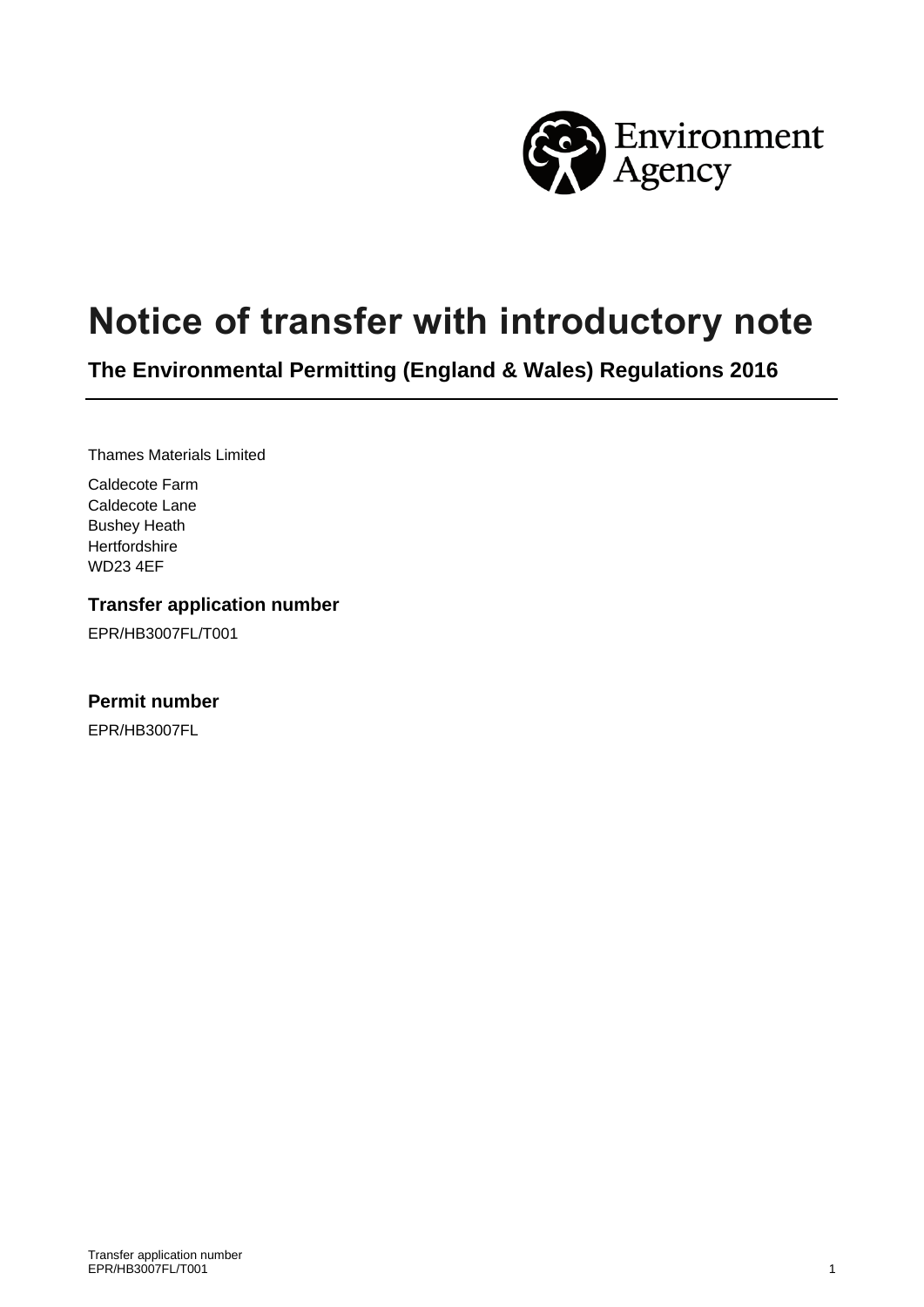# Notice of transfer with introductory note

**The Environmental Permitting (England & Wales) Regulations 2016**

Thames Materials Limited

Caldecote Farm
Caldecote Lane
Bushey Heath
Hertfordshire
WD23 4EF

### Transfer application number

EPR/HB3007FL/T001

### Permit number

EPR/HB3007FL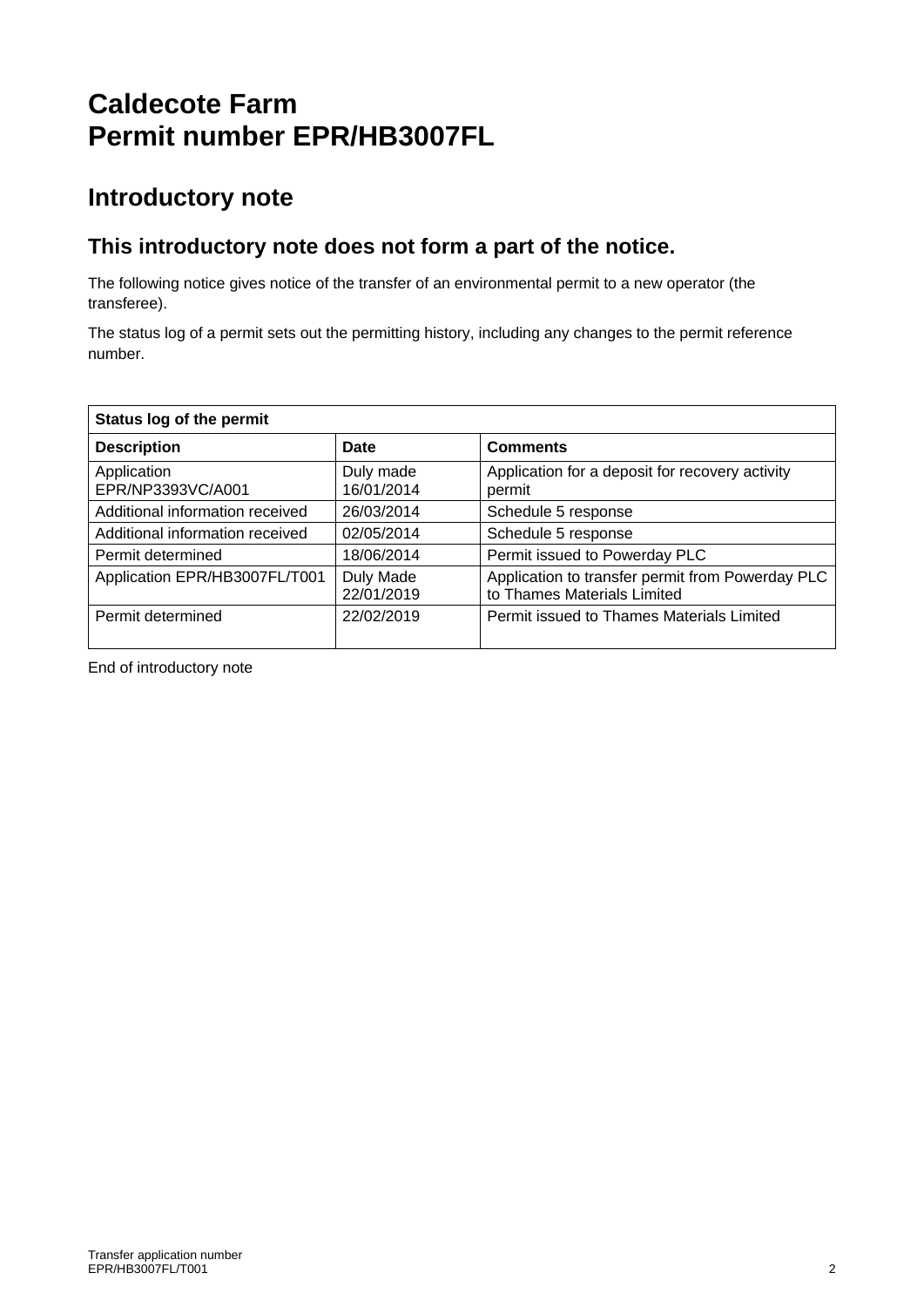# Caldecote Farm
# Permit number EPR/HB3007FL

## Introductory note

### This introductory note does not form a part of the notice.

The following notice gives notice of the transfer of an environmental permit to a new operator (the transferee).

The status log of a permit sets out the permitting history, including any changes to the permit reference number.

| Status log of the permit | | |
|---|---|---|
| **Description** | **Date** | **Comments** |
| Application EPR/NP3393VC/A001 | Duly made 16/01/2014 | Application for a deposit for recovery activity permit |
| Additional information received | 26/03/2014 | Schedule 5 response |
| Additional information received | 02/05/2014 | Schedule 5 response |
| Permit determined | 18/06/2014 | Permit issued to Powerday PLC |
| Application EPR/HB3007FL/T001 | Duly Made 22/01/2019 | Application to transfer permit from Powerday PLC to Thames Materials Limited |
| Permit determined | 22/02/2019 | Permit issued to Thames Materials Limited |

End of introductory note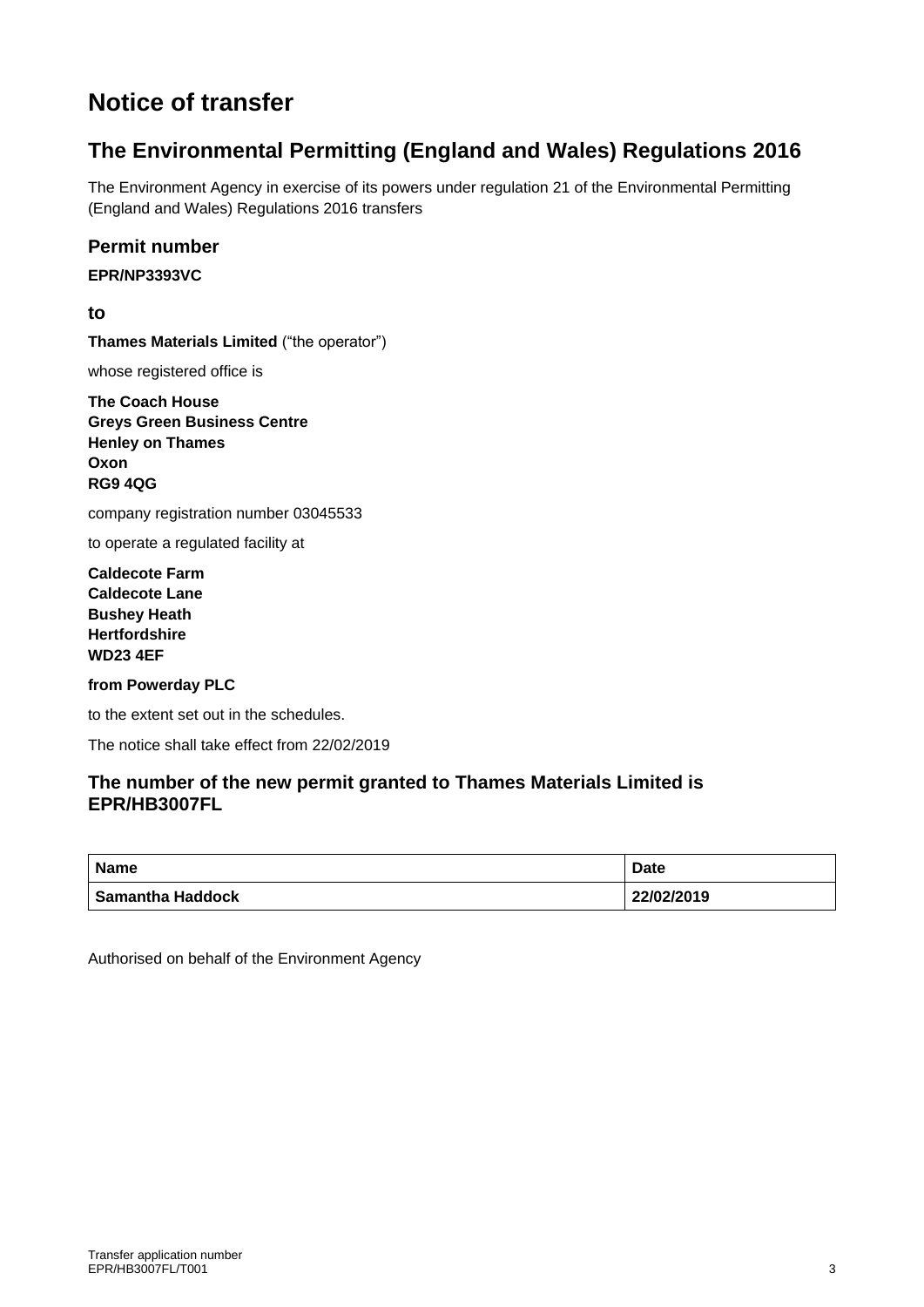# Notice of transfer

## The Environmental Permitting (England and Wales) Regulations 2016

The Environment Agency in exercise of its powers under regulation 21 of the Environmental Permitting (England and Wales) Regulations 2016 transfers

### Permit number

**EPR/NP3393VC**

### to

**Thames Materials Limited** ("the operator")

whose registered office is

**The Coach House**
**Greys Green Business Centre**
**Henley on Thames**
**Oxon**
**RG9 4QG**

company registration number 03045533

to operate a regulated facility at

**Caldecote Farm**
**Caldecote Lane**
**Bushey Heath**
**Hertfordshire**
**WD23 4EF**

**from Powerday PLC**

to the extent set out in the schedules.

The notice shall take effect from 22/02/2019

### The number of the new permit granted to Thames Materials Limited is EPR/HB3007FL

| Name | Date |
|---|---|
| **Samantha Haddock** | **22/02/2019** |

Authorised on behalf of the Environment Agency

Transfer application number
EPR/HB3007FL/T001